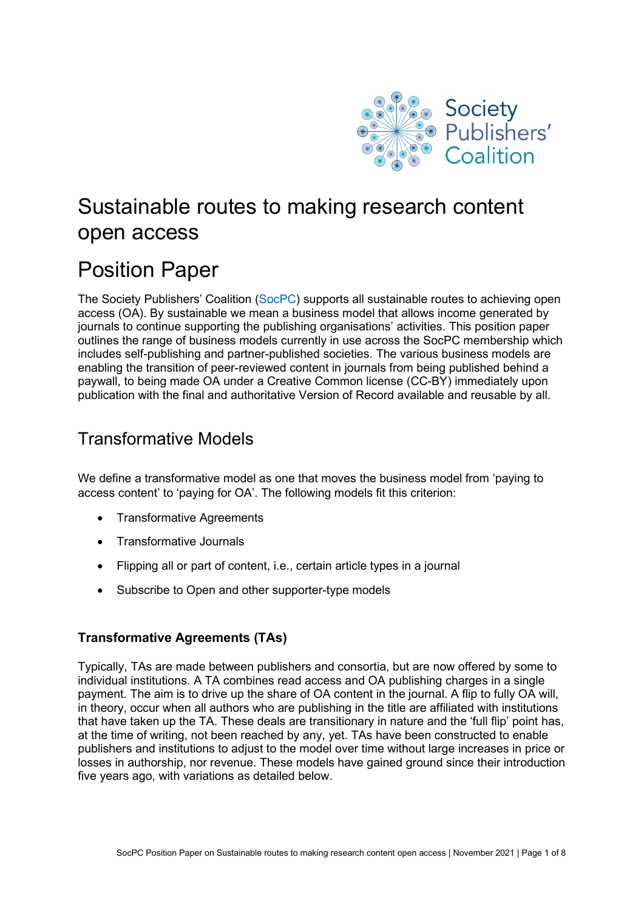# Sustainable routes to making research content open access

# Position Paper

The Society Publishers' Coalition (SocPC) supports all sustainable routes to achieving open access (OA). By sustainable we mean a business model that allows income generated by journals to continue supporting the publishing organisations' activities. This position paper outlines the range of business models currently in use across the SocPC membership which includes self-publishing and partner-published societies. The various business models are enabling the transition of peer-reviewed content in journals from being published behind a paywall, to being made OA under a Creative Common license (CC-BY) immediately upon publication with the final and authoritative Version of Record available and reusable by all.

## Transformative Models

We define a transformative model as one that moves the business model from 'paying to access content' to 'paying for OA'. The following models fit this criterion:

- Transformative Agreements
- Transformative Journals
- Flipping all or part of content, i.e., certain article types in a journal
- Subscribe to Open and other supporter-type models

### Transformative Agreements (TAs)

Typically, TAs are made between publishers and consortia, but are now offered by some to individual institutions. A TA combines read access and OA publishing charges in a single payment. The aim is to drive up the share of OA content in the journal. A flip to fully OA will, in theory, occur when all authors who are publishing in the title are affiliated with institutions that have taken up the TA. These deals are transitionary in nature and the 'full flip' point has, at the time of writing, not been reached by any, yet. TAs have been constructed to enable publishers and institutions to adjust to the model over time without large increases in price or losses in authorship, nor revenue. These models have gained ground since their introduction five years ago, with variations as detailed below.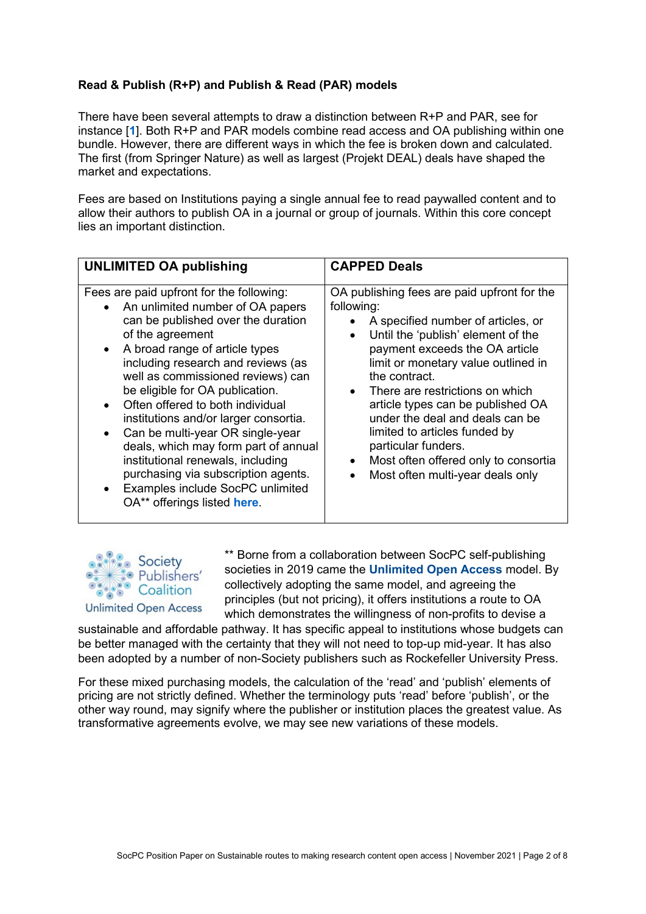**Read & Publish (R+P) and Publish & Read (PAR) models**

There have been several attempts to draw a distinction between R+P and PAR, see for instance [1]. Both R+P and PAR models combine read access and OA publishing within one bundle. However, there are different ways in which the fee is broken down and calculated. The first (from Springer Nature) as well as largest (Projekt DEAL) deals have shaped the market and expectations.

Fees are based on Institutions paying a single annual fee to read paywalled content and to allow their authors to publish OA in a journal or group of journals. Within this core concept lies an important distinction.

| UNLIMITED OA publishing | CAPPED Deals |
|---|---|
| Fees are paid upfront for the following:<br>• An unlimited number of OA papers can be published over the duration of the agreement<br>• A broad range of article types including research and reviews (as well as commissioned reviews) can be eligible for OA publication.<br>• Often offered to both individual institutions and/or larger consortia.<br>• Can be multi-year OR single-year deals, which may form part of annual institutional renewals, including purchasing via subscription agents.<br>• Examples include SocPC unlimited OA** offerings listed **here**. | OA publishing fees are paid upfront for the following:<br>• A specified number of articles, or<br>• Until the 'publish' element of the payment exceeds the OA article limit or monetary value outlined in the contract.<br>• There are restrictions on which article types can be published OA under the deal and deals can be limited to articles funded by particular funders.<br>• Most often offered only to consortia<br>• Most often multi-year deals only |

Society Publishers' Coalition
Unlimited Open Access

** Borne from a collaboration between SocPC self-publishing societies in 2019 came the **Unlimited Open Access** model. By collectively adopting the same model, and agreeing the principles (but not pricing), it offers institutions a route to OA which demonstrates the willingness of non-profits to devise a sustainable and affordable pathway. It has specific appeal to institutions whose budgets can be better managed with the certainty that they will not need to top-up mid-year. It has also been adopted by a number of non-Society publishers such as Rockefeller University Press.

For these mixed purchasing models, the calculation of the 'read' and 'publish' elements of pricing are not strictly defined. Whether the terminology puts 'read' before 'publish', or the other way round, may signify where the publisher or institution places the greatest value. As transformative agreements evolve, we may see new variations of these models.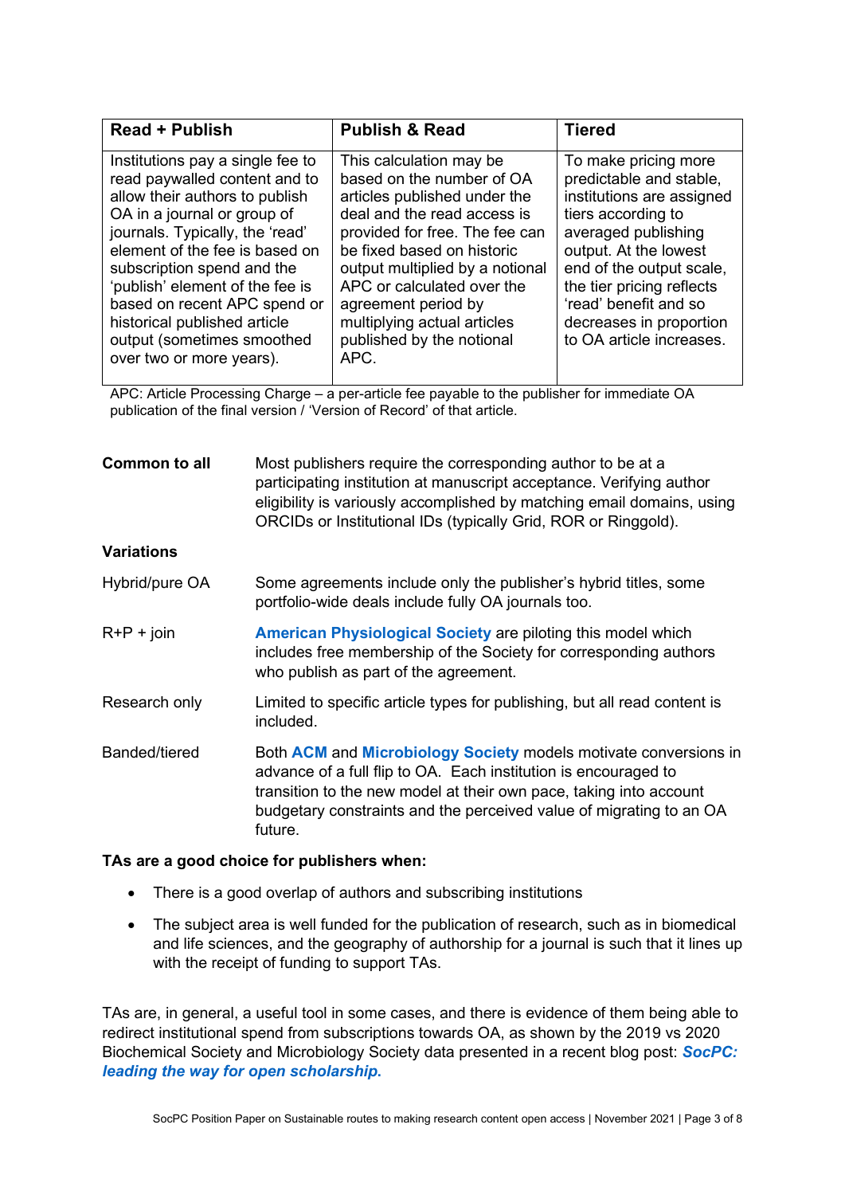| Read + Publish | Publish & Read | Tiered |
| --- | --- | --- |
| Institutions pay a single fee to read paywalled content and to allow their authors to publish OA in a journal or group of journals. Typically, the 'read' element of the fee is based on subscription spend and the 'publish' element of the fee is based on recent APC spend or historical published article output (sometimes smoothed over two or more years). | This calculation may be based on the number of OA articles published under the deal and the read access is provided for free. The fee can be fixed based on historic output multiplied by a notional APC or calculated over the agreement period by multiplying actual articles published by the notional APC. | To make pricing more predictable and stable, institutions are assigned tiers according to averaged publishing output. At the lowest end of the output scale, the tier pricing reflects 'read' benefit and so decreases in proportion to OA article increases. |

APC: Article Processing Charge – a per-article fee payable to the publisher for immediate OA publication of the final version / 'Version of Record' of that article.

**Common to all** Most publishers require the corresponding author to be at a participating institution at manuscript acceptance. Verifying author eligibility is variously accomplished by matching email domains, using ORCIDs or Institutional IDs (typically Grid, ROR or Ringgold).

**Variations**

Hybrid/pure OA Some agreements include only the publisher's hybrid titles, some portfolio-wide deals include fully OA journals too.

R+P + join **American Physiological Society** are piloting this model which includes free membership of the Society for corresponding authors who publish as part of the agreement.

Research only Limited to specific article types for publishing, but all read content is included.

Banded/tiered Both **ACM** and **Microbiology Society** models motivate conversions in advance of a full flip to OA. Each institution is encouraged to transition to the new model at their own pace, taking into account budgetary constraints and the perceived value of migrating to an OA future.

**TAs are a good choice for publishers when:**

- There is a good overlap of authors and subscribing institutions
- The subject area is well funded for the publication of research, such as in biomedical and life sciences, and the geography of authorship for a journal is such that it lines up with the receipt of funding to support TAs.

TAs are, in general, a useful tool in some cases, and there is evidence of them being able to redirect institutional spend from subscriptions towards OA, as shown by the 2019 vs 2020 Biochemical Society and Microbiology Society data presented in a recent blog post: ***SocPC: leading the way for open scholarship.***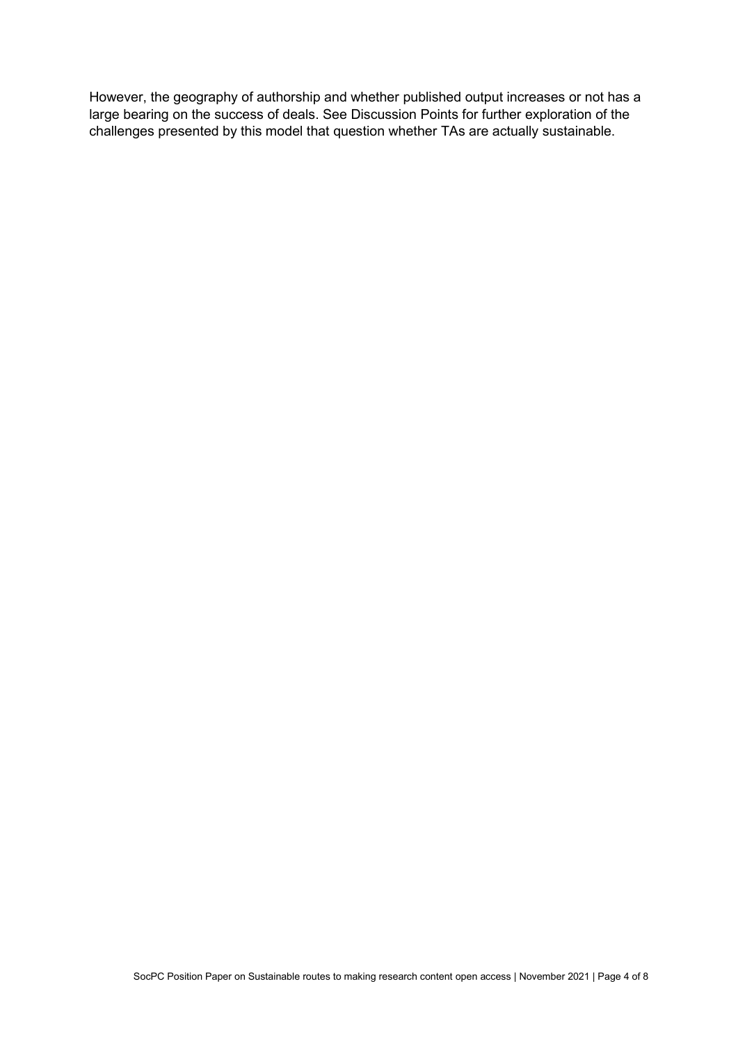However, the geography of authorship and whether published output increases or not has a large bearing on the success of deals. See Discussion Points for further exploration of the challenges presented by this model that question whether TAs are actually sustainable.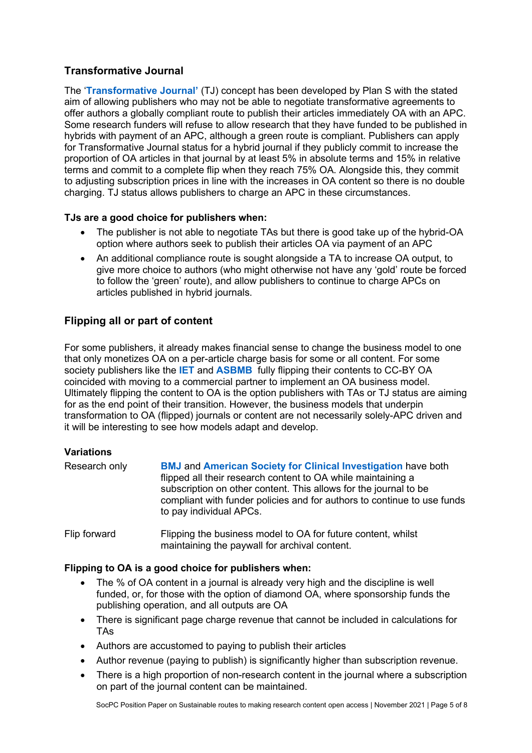## Transformative Journal

The '**Transformative Journal'** (TJ) concept has been developed by Plan S with the stated aim of allowing publishers who may not be able to negotiate transformative agreements to offer authors a globally compliant route to publish their articles immediately OA with an APC. Some research funders will refuse to allow research that they have funded to be published in hybrids with payment of an APC, although a green route is compliant. Publishers can apply for Transformative Journal status for a hybrid journal if they publicly commit to increase the proportion of OA articles in that journal by at least 5% in absolute terms and 15% in relative terms and commit to a complete flip when they reach 75% OA. Alongside this, they commit to adjusting subscription prices in line with the increases in OA content so there is no double charging. TJ status allows publishers to charge an APC in these circumstances.

**TJs are a good choice for publishers when:**

- The publisher is not able to negotiate TAs but there is good take up of the hybrid-OA option where authors seek to publish their articles OA via payment of an APC
- An additional compliance route is sought alongside a TA to increase OA output, to give more choice to authors (who might otherwise not have any 'gold' route be forced to follow the 'green' route), and allow publishers to continue to charge APCs on articles published in hybrid journals.

## Flipping all or part of content

For some publishers, it already makes financial sense to change the business model to one that only monetizes OA on a per-article charge basis for some or all content. For some society publishers like the **IET** and **ASBMB** fully flipping their contents to CC-BY OA coincided with moving to a commercial partner to implement an OA business model. Ultimately flipping the content to OA is the option publishers with TAs or TJ status are aiming for as the end point of their transition. However, the business models that underpin transformation to OA (flipped) journals or content are not necessarily solely-APC driven and it will be interesting to see how models adapt and develop.

**Variations**

| | |
|---|---|
| Research only | **BMJ** and **American Society for Clinical Investigation** have both flipped all their research content to OA while maintaining a subscription on other content. This allows for the journal to be compliant with funder policies and for authors to continue to use funds to pay individual APCs. |
| Flip forward | Flipping the business model to OA for future content, whilst maintaining the paywall for archival content. |

**Flipping to OA is a good choice for publishers when:**

- The % of OA content in a journal is already very high and the discipline is well funded, or, for those with the option of diamond OA, where sponsorship funds the publishing operation, and all outputs are OA
- There is significant page charge revenue that cannot be included in calculations for TAs
- Authors are accustomed to paying to publish their articles
- Author revenue (paying to publish) is significantly higher than subscription revenue.
- There is a high proportion of non-research content in the journal where a subscription on part of the journal content can be maintained.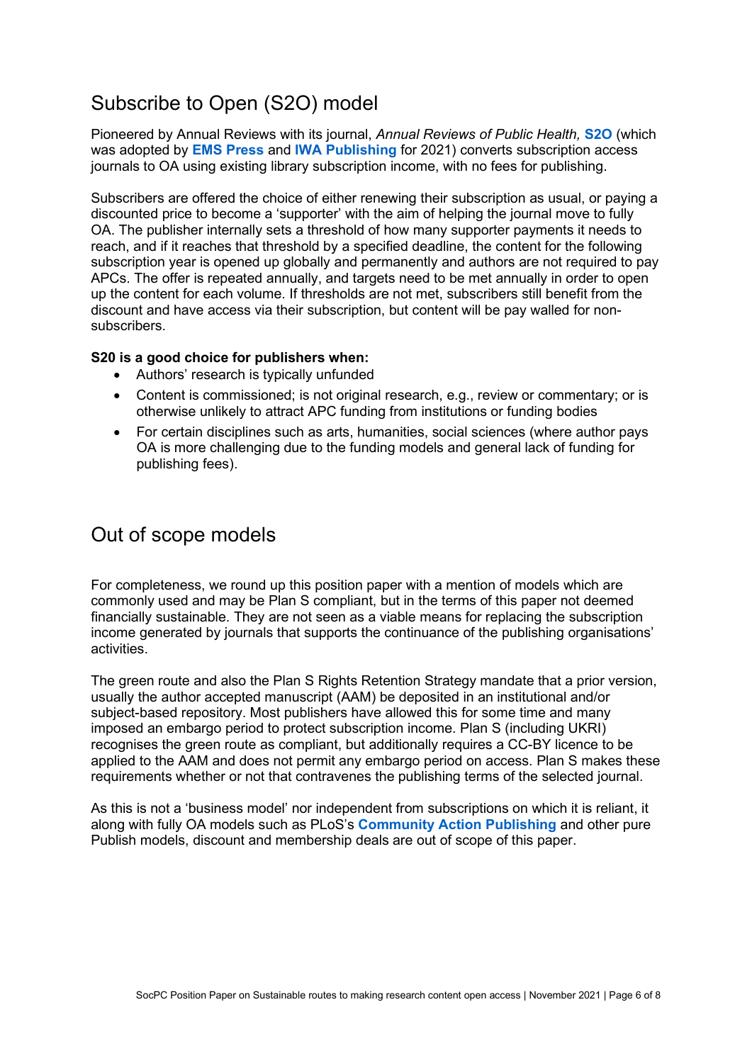## Subscribe to Open (S2O) model

Pioneered by Annual Reviews with its journal, *Annual Reviews of Public Health,* **S2O** (which was adopted by **EMS Press** and **IWA Publishing** for 2021) converts subscription access journals to OA using existing library subscription income, with no fees for publishing.

Subscribers are offered the choice of either renewing their subscription as usual, or paying a discounted price to become a 'supporter' with the aim of helping the journal move to fully OA. The publisher internally sets a threshold of how many supporter payments it needs to reach, and if it reaches that threshold by a specified deadline, the content for the following subscription year is opened up globally and permanently and authors are not required to pay APCs. The offer is repeated annually, and targets need to be met annually in order to open up the content for each volume. If thresholds are not met, subscribers still benefit from the discount and have access via their subscription, but content will be pay walled for non-subscribers.

**S20 is a good choice for publishers when:**

- Authors' research is typically unfunded
- Content is commissioned; is not original research, e.g., review or commentary; or is otherwise unlikely to attract APC funding from institutions or funding bodies
- For certain disciplines such as arts, humanities, social sciences (where author pays OA is more challenging due to the funding models and general lack of funding for publishing fees).

## Out of scope models

For completeness, we round up this position paper with a mention of models which are commonly used and may be Plan S compliant, but in the terms of this paper not deemed financially sustainable. They are not seen as a viable means for replacing the subscription income generated by journals that supports the continuance of the publishing organisations' activities.

The green route and also the Plan S Rights Retention Strategy mandate that a prior version, usually the author accepted manuscript (AAM) be deposited in an institutional and/or subject-based repository. Most publishers have allowed this for some time and many imposed an embargo period to protect subscription income. Plan S (including UKRI) recognises the green route as compliant, but additionally requires a CC-BY licence to be applied to the AAM and does not permit any embargo period on access. Plan S makes these requirements whether or not that contravenes the publishing terms of the selected journal.

As this is not a 'business model' nor independent from subscriptions on which it is reliant, it along with fully OA models such as PLoS's **Community Action Publishing** and other pure Publish models, discount and membership deals are out of scope of this paper.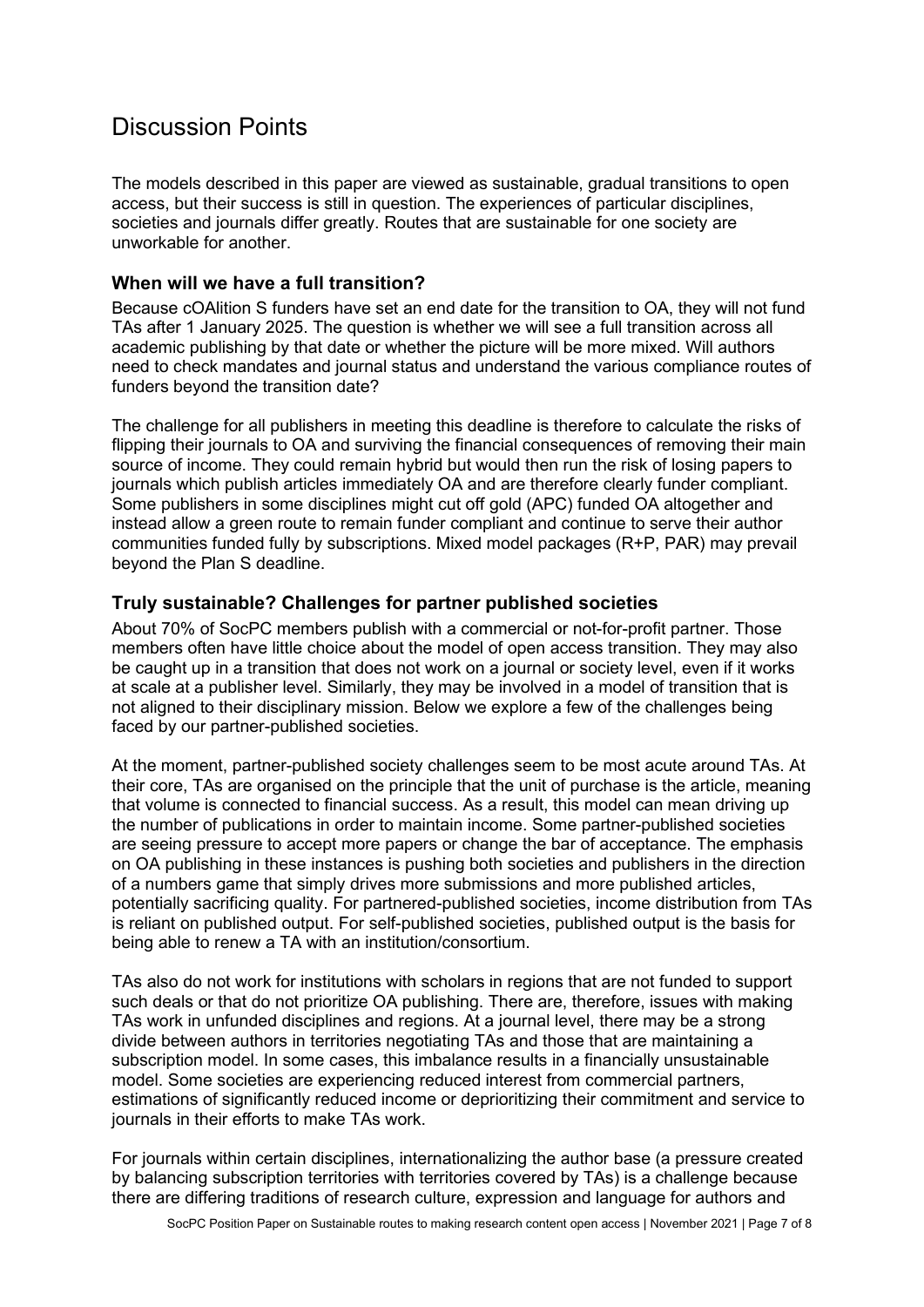# Discussion Points

The models described in this paper are viewed as sustainable, gradual transitions to open access, but their success is still in question. The experiences of particular disciplines, societies and journals differ greatly. Routes that are sustainable for one society are unworkable for another.

### When will we have a full transition?

Because cOAlition S funders have set an end date for the transition to OA, they will not fund TAs after 1 January 2025. The question is whether we will see a full transition across all academic publishing by that date or whether the picture will be more mixed. Will authors need to check mandates and journal status and understand the various compliance routes of funders beyond the transition date?

The challenge for all publishers in meeting this deadline is therefore to calculate the risks of flipping their journals to OA and surviving the financial consequences of removing their main source of income. They could remain hybrid but would then run the risk of losing papers to journals which publish articles immediately OA and are therefore clearly funder compliant. Some publishers in some disciplines might cut off gold (APC) funded OA altogether and instead allow a green route to remain funder compliant and continue to serve their author communities funded fully by subscriptions. Mixed model packages (R+P, PAR) may prevail beyond the Plan S deadline.

### Truly sustainable? Challenges for partner published societies

About 70% of SocPC members publish with a commercial or not-for-profit partner. Those members often have little choice about the model of open access transition. They may also be caught up in a transition that does not work on a journal or society level, even if it works at scale at a publisher level. Similarly, they may be involved in a model of transition that is not aligned to their disciplinary mission. Below we explore a few of the challenges being faced by our partner-published societies.

At the moment, partner-published society challenges seem to be most acute around TAs. At their core, TAs are organised on the principle that the unit of purchase is the article, meaning that volume is connected to financial success. As a result, this model can mean driving up the number of publications in order to maintain income. Some partner-published societies are seeing pressure to accept more papers or change the bar of acceptance. The emphasis on OA publishing in these instances is pushing both societies and publishers in the direction of a numbers game that simply drives more submissions and more published articles, potentially sacrificing quality. For partnered-published societies, income distribution from TAs is reliant on published output. For self-published societies, published output is the basis for being able to renew a TA with an institution/consortium.

TAs also do not work for institutions with scholars in regions that are not funded to support such deals or that do not prioritize OA publishing. There are, therefore, issues with making TAs work in unfunded disciplines and regions. At a journal level, there may be a strong divide between authors in territories negotiating TAs and those that are maintaining a subscription model. In some cases, this imbalance results in a financially unsustainable model. Some societies are experiencing reduced interest from commercial partners, estimations of significantly reduced income or deprioritizing their commitment and service to journals in their efforts to make TAs work.

For journals within certain disciplines, internationalizing the author base (a pressure created by balancing subscription territories with territories covered by TAs) is a challenge because there are differing traditions of research culture, expression and language for authors and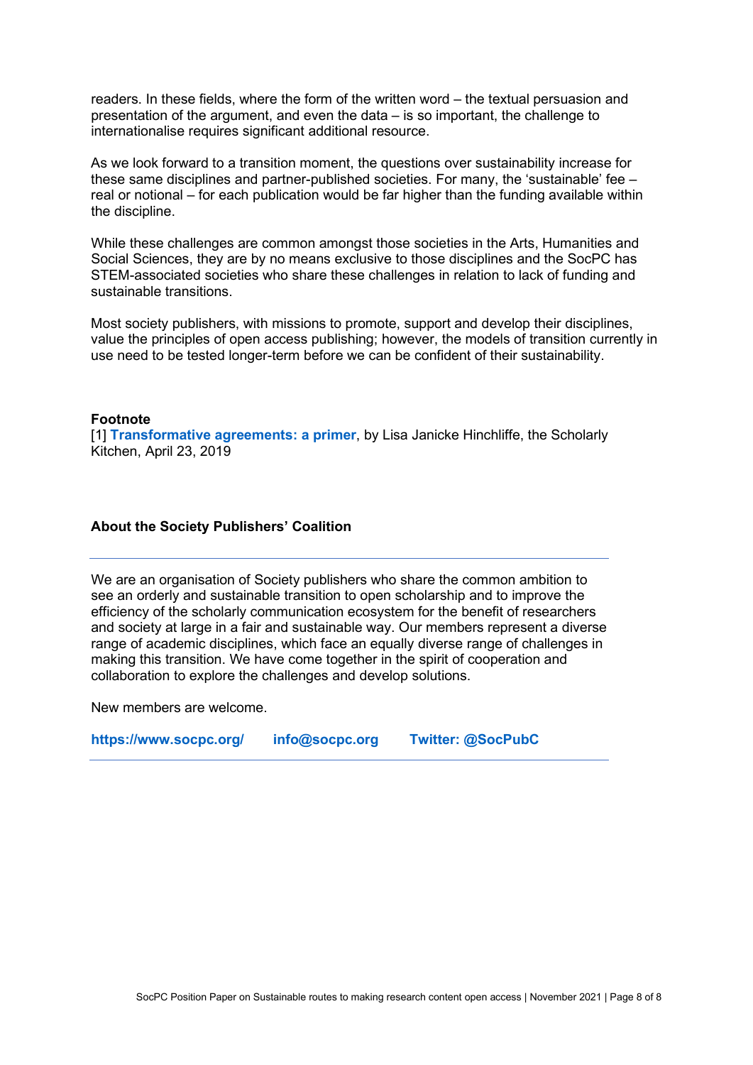readers. In these fields, where the form of the written word – the textual persuasion and presentation of the argument, and even the data – is so important, the challenge to internationalise requires significant additional resource.

As we look forward to a transition moment, the questions over sustainability increase for these same disciplines and partner-published societies. For many, the 'sustainable' fee – real or notional – for each publication would be far higher than the funding available within the discipline.

While these challenges are common amongst those societies in the Arts, Humanities and Social Sciences, they are by no means exclusive to those disciplines and the SocPC has STEM-associated societies who share these challenges in relation to lack of funding and sustainable transitions.

Most society publishers, with missions to promote, support and develop their disciplines, value the principles of open access publishing; however, the models of transition currently in use need to be tested longer-term before we can be confident of their sustainability.

**Footnote**

[1] **Transformative agreements: a primer**, by Lisa Janicke Hinchliffe, the Scholarly Kitchen, April 23, 2019

## About the Society Publishers' Coalition

We are an organisation of Society publishers who share the common ambition to see an orderly and sustainable transition to open scholarship and to improve the efficiency of the scholarly communication ecosystem for the benefit of researchers and society at large in a fair and sustainable way. Our members represent a diverse range of academic disciplines, which face an equally diverse range of challenges in making this transition. We have come together in the spirit of cooperation and collaboration to explore the challenges and develop solutions.

New members are welcome.

**https://www.socpc.org/** **info@socpc.org** **Twitter: @SocPubC**